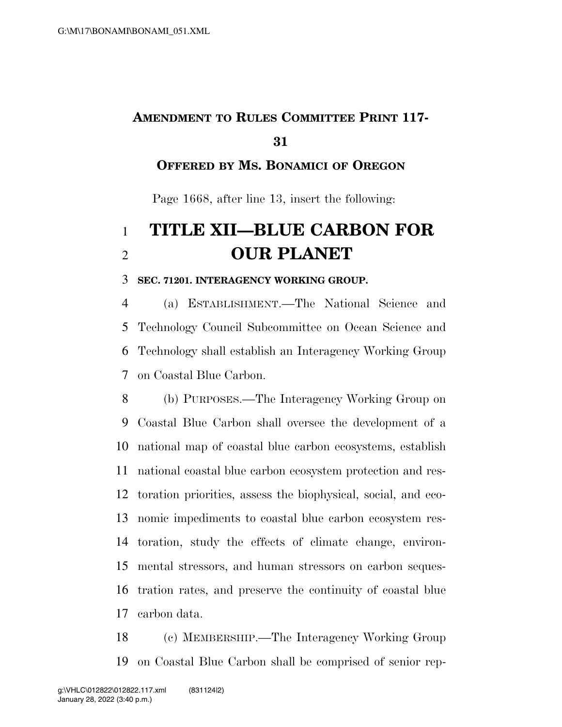**AMENDMENT TO RULES COMMITTEE PRINT 117-31**

**OFFERED BY MS. BONAMICI OF OREGON**

Page 1668, after line 13, insert the following:

# TITLE XII—BLUE CARBON FOR OUR PLANET

**SEC. 71201. INTERAGENCY WORKING GROUP.**

(a) ESTABLISHMENT.—The National Science and Technology Council Subcommittee on Ocean Science and Technology shall establish an Interagency Working Group on Coastal Blue Carbon.

(b) PURPOSES.—The Interagency Working Group on Coastal Blue Carbon shall oversee the development of a national map of coastal blue carbon ecosystems, establish national coastal blue carbon ecosystem protection and restoration priorities, assess the biophysical, social, and economic impediments to coastal blue carbon ecosystem restoration, study the effects of climate change, environmental stressors, and human stressors on carbon sequestration rates, and preserve the continuity of coastal blue carbon data.

(c) MEMBERSHIP.—The Interagency Working Group on Coastal Blue Carbon shall be comprised of senior rep-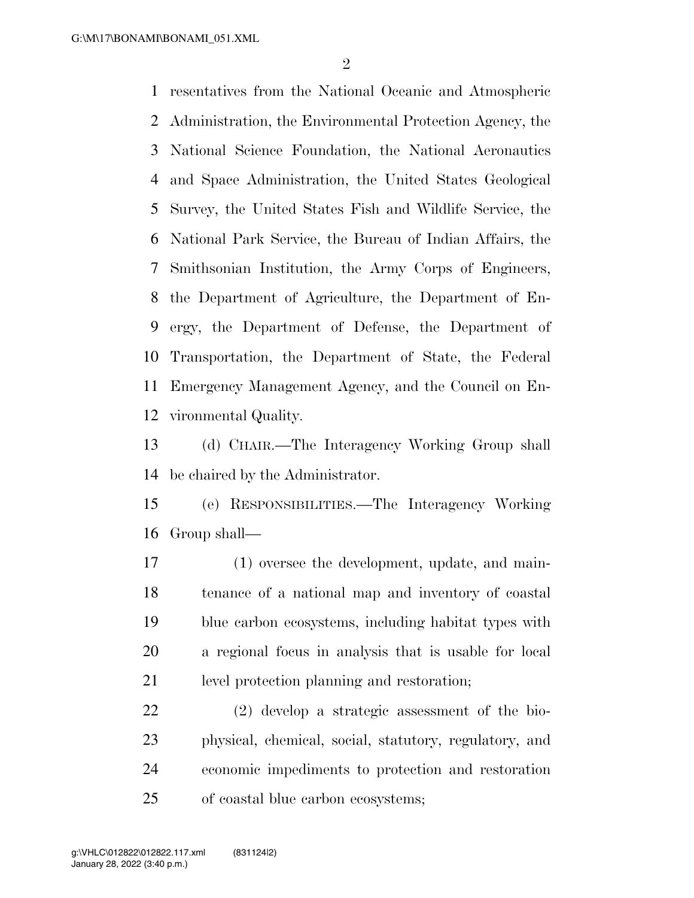resentatives from the National Oceanic and Atmospheric Administration, the Environmental Protection Agency, the National Science Foundation, the National Aeronautics and Space Administration, the United States Geological Survey, the United States Fish and Wildlife Service, the National Park Service, the Bureau of Indian Affairs, the Smithsonian Institution, the Army Corps of Engineers, the Department of Agriculture, the Department of Energy, the Department of Defense, the Department of Transportation, the Department of State, the Federal Emergency Management Agency, and the Council on Environmental Quality.

(d) CHAIR.—The Interagency Working Group shall be chaired by the Administrator.

(e) RESPONSIBILITIES.—The Interagency Working Group shall—

(1) oversee the development, update, and maintenance of a national map and inventory of coastal blue carbon ecosystems, including habitat types with a regional focus in analysis that is usable for local level protection planning and restoration;

(2) develop a strategic assessment of the biophysical, chemical, social, statutory, regulatory, and economic impediments to protection and restoration of coastal blue carbon ecosystems;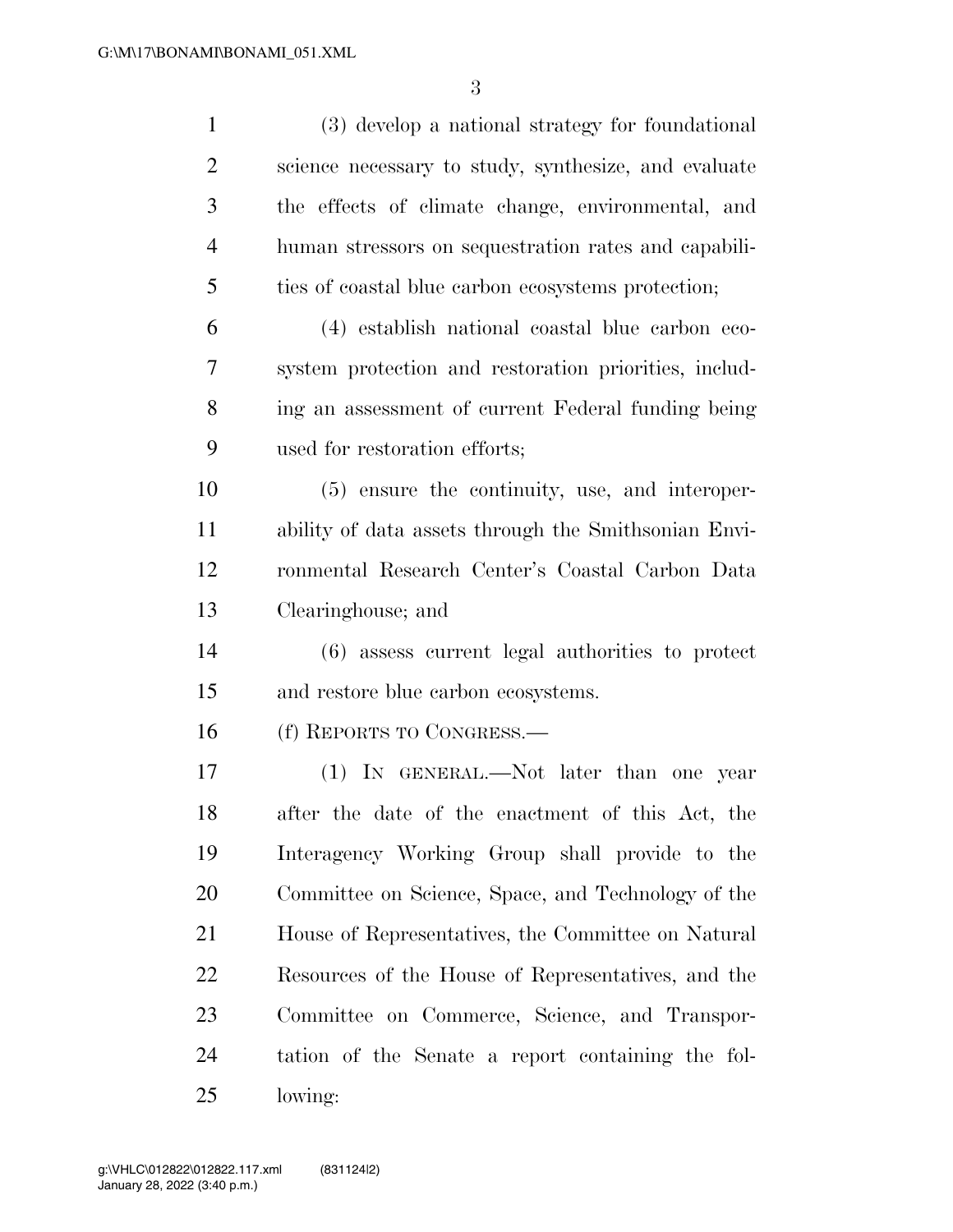(3) develop a national strategy for foundational science necessary to study, synthesize, and evaluate the effects of climate change, environmental, and human stressors on sequestration rates and capabilities of coastal blue carbon ecosystems protection;

(4) establish national coastal blue carbon ecosystem protection and restoration priorities, including an assessment of current Federal funding being used for restoration efforts;

(5) ensure the continuity, use, and interoperability of data assets through the Smithsonian Environmental Research Center's Coastal Carbon Data Clearinghouse; and

(6) assess current legal authorities to protect and restore blue carbon ecosystems.

(f) REPORTS TO CONGRESS.—

(1) IN GENERAL.—Not later than one year after the date of the enactment of this Act, the Interagency Working Group shall provide to the Committee on Science, Space, and Technology of the House of Representatives, the Committee on Natural Resources of the House of Representatives, and the Committee on Commerce, Science, and Transportation of the Senate a report containing the following: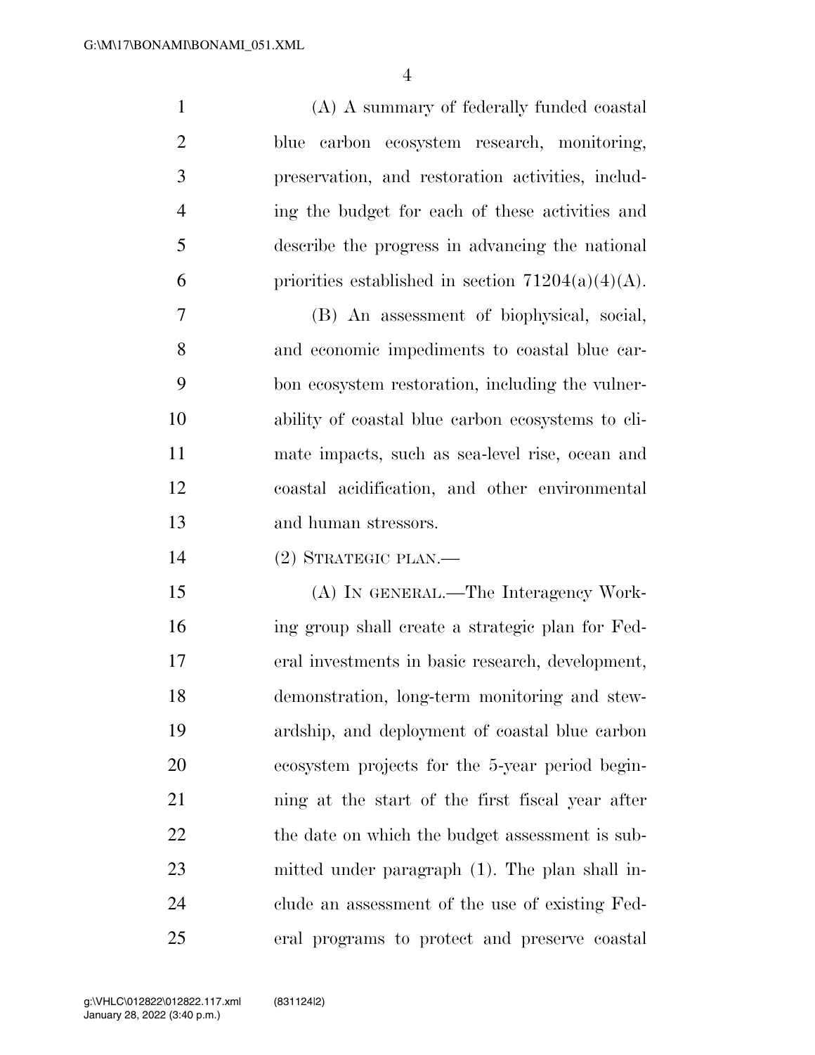(A) A summary of federally funded coastal blue carbon ecosystem research, monitoring, preservation, and restoration activities, including the budget for each of these activities and describe the progress in advancing the national priorities established in section 71204(a)(4)(A).

(B) An assessment of biophysical, social, and economic impediments to coastal blue carbon ecosystem restoration, including the vulnerability of coastal blue carbon ecosystems to climate impacts, such as sea-level rise, ocean and coastal acidification, and other environmental and human stressors.

(2) STRATEGIC PLAN.—

(A) IN GENERAL.—The Interagency Working group shall create a strategic plan for Federal investments in basic research, development, demonstration, long-term monitoring and stewardship, and deployment of coastal blue carbon ecosystem projects for the 5-year period beginning at the start of the first fiscal year after the date on which the budget assessment is submitted under paragraph (1). The plan shall include an assessment of the use of existing Federal programs to protect and preserve coastal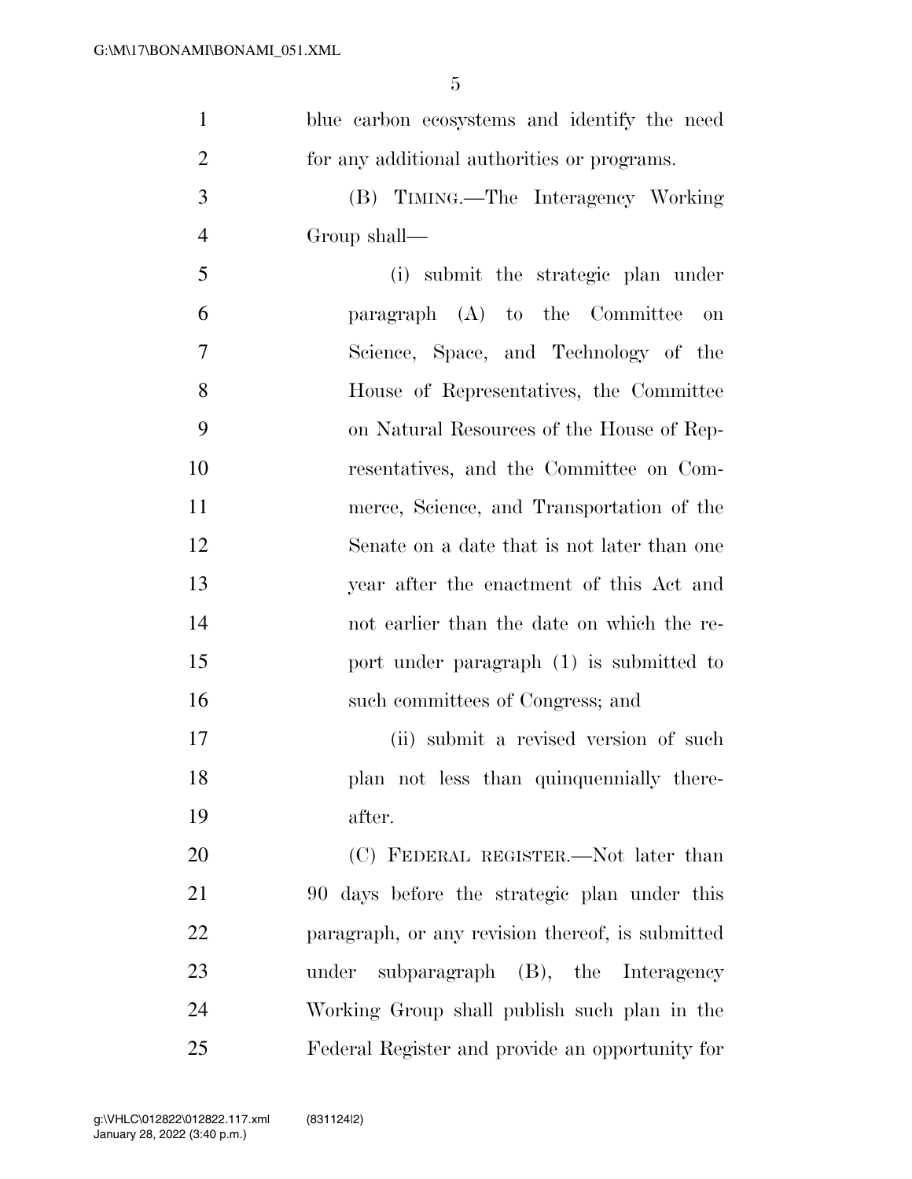blue carbon ecosystems and identify the need for any additional authorities or programs.

(B) TIMING.—The Interagency Working Group shall—

(i) submit the strategic plan under paragraph (A) to the Committee on Science, Space, and Technology of the House of Representatives, the Committee on Natural Resources of the House of Representatives, and the Committee on Commerce, Science, and Transportation of the Senate on a date that is not later than one year after the enactment of this Act and not earlier than the date on which the report under paragraph (1) is submitted to such committees of Congress; and

(ii) submit a revised version of such plan not less than quinquennially thereafter.

(C) FEDERAL REGISTER.—Not later than 90 days before the strategic plan under this paragraph, or any revision thereof, is submitted under subparagraph (B), the Interagency Working Group shall publish such plan in the Federal Register and provide an opportunity for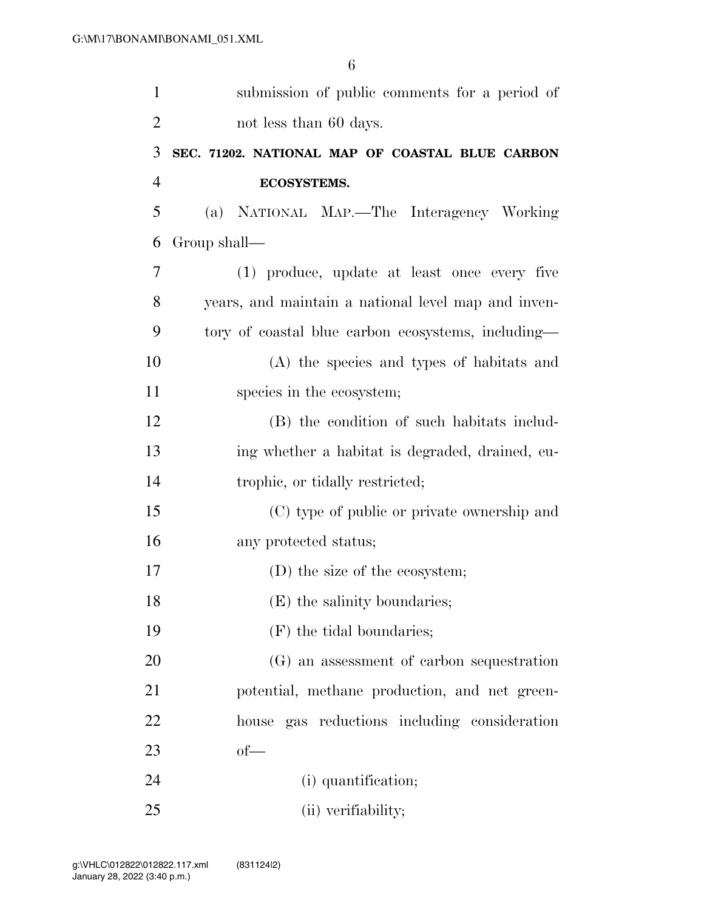submission of public comments for a period of not less than 60 days.

**SEC. 71202. NATIONAL MAP OF COASTAL BLUE CARBON ECOSYSTEMS.**

(a) NATIONAL MAP.—The Interagency Working Group shall—

(1) produce, update at least once every five years, and maintain a national level map and inventory of coastal blue carbon ecosystems, including—

(A) the species and types of habitats and species in the ecosystem;

(B) the condition of such habitats including whether a habitat is degraded, drained, eutrophic, or tidally restricted;

(C) type of public or private ownership and any protected status;

(D) the size of the ecosystem;

(E) the salinity boundaries;

(F) the tidal boundaries;

(G) an assessment of carbon sequestration potential, methane production, and net greenhouse gas reductions including consideration of—

(i) quantification;

(ii) verifiability;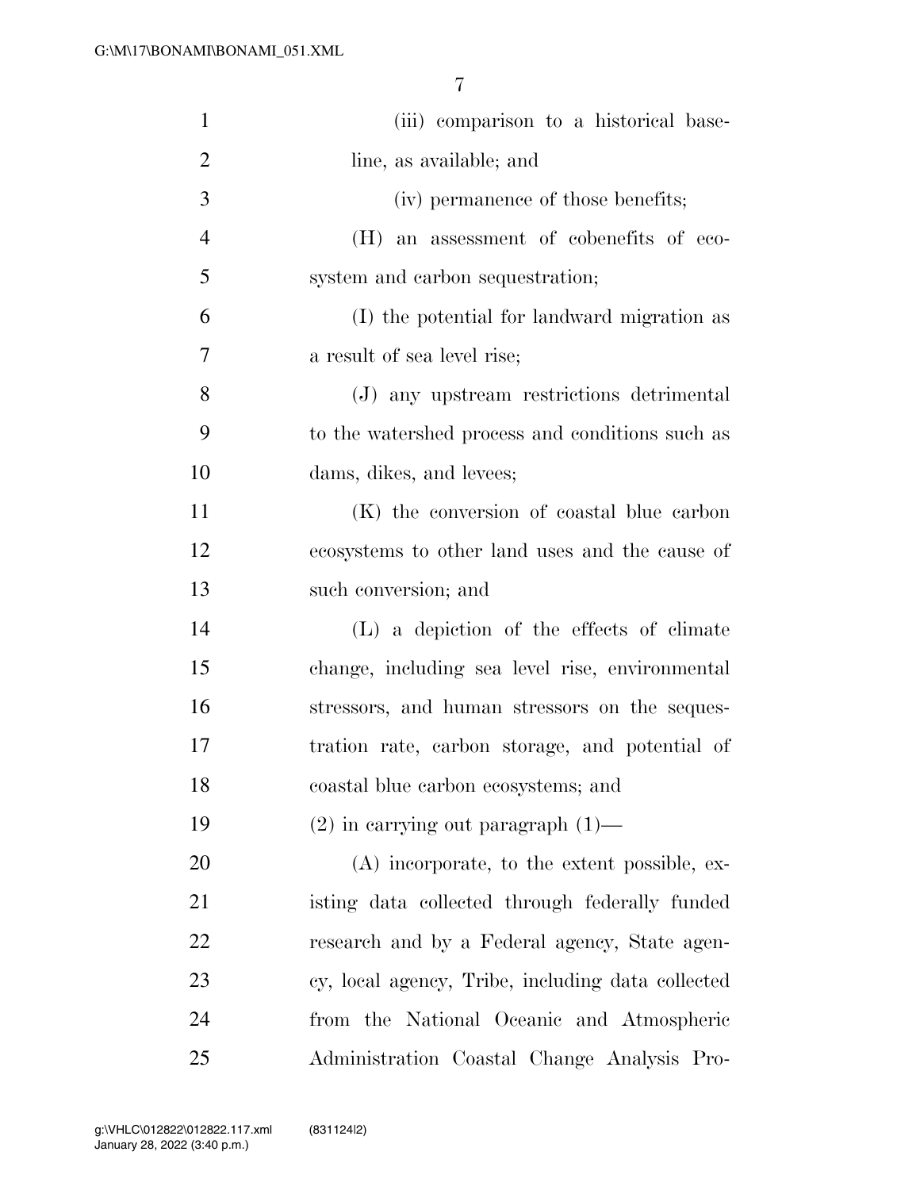(iii) comparison to a historical baseline, as available; and

(iv) permanence of those benefits;

(H) an assessment of cobenefits of ecosystem and carbon sequestration;

(I) the potential for landward migration as a result of sea level rise;

(J) any upstream restrictions detrimental to the watershed process and conditions such as dams, dikes, and levees;

(K) the conversion of coastal blue carbon ecosystems to other land uses and the cause of such conversion; and

(L) a depiction of the effects of climate change, including sea level rise, environmental stressors, and human stressors on the sequestration rate, carbon storage, and potential of coastal blue carbon ecosystems; and

(2) in carrying out paragraph (1)—

(A) incorporate, to the extent possible, existing data collected through federally funded research and by a Federal agency, State agency, local agency, Tribe, including data collected from the National Oceanic and Atmospheric Administration Coastal Change Analysis Pro-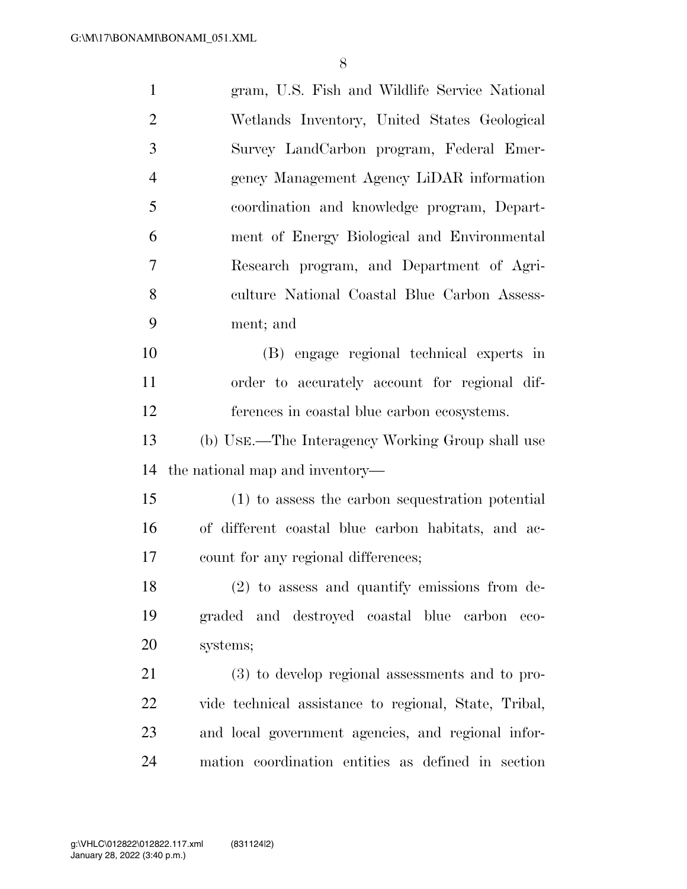gram, U.S. Fish and Wildlife Service National Wetlands Inventory, United States Geological Survey LandCarbon program, Federal Emergency Management Agency LiDAR information coordination and knowledge program, Department of Energy Biological and Environmental Research program, and Department of Agriculture National Coastal Blue Carbon Assessment; and

(B) engage regional technical experts in order to accurately account for regional differences in coastal blue carbon ecosystems.

(b) USE.—The Interagency Working Group shall use the national map and inventory—

(1) to assess the carbon sequestration potential of different coastal blue carbon habitats, and account for any regional differences;

(2) to assess and quantify emissions from degraded and destroyed coastal blue carbon ecosystems;

(3) to develop regional assessments and to provide technical assistance to regional, State, Tribal, and local government agencies, and regional information coordination entities as defined in section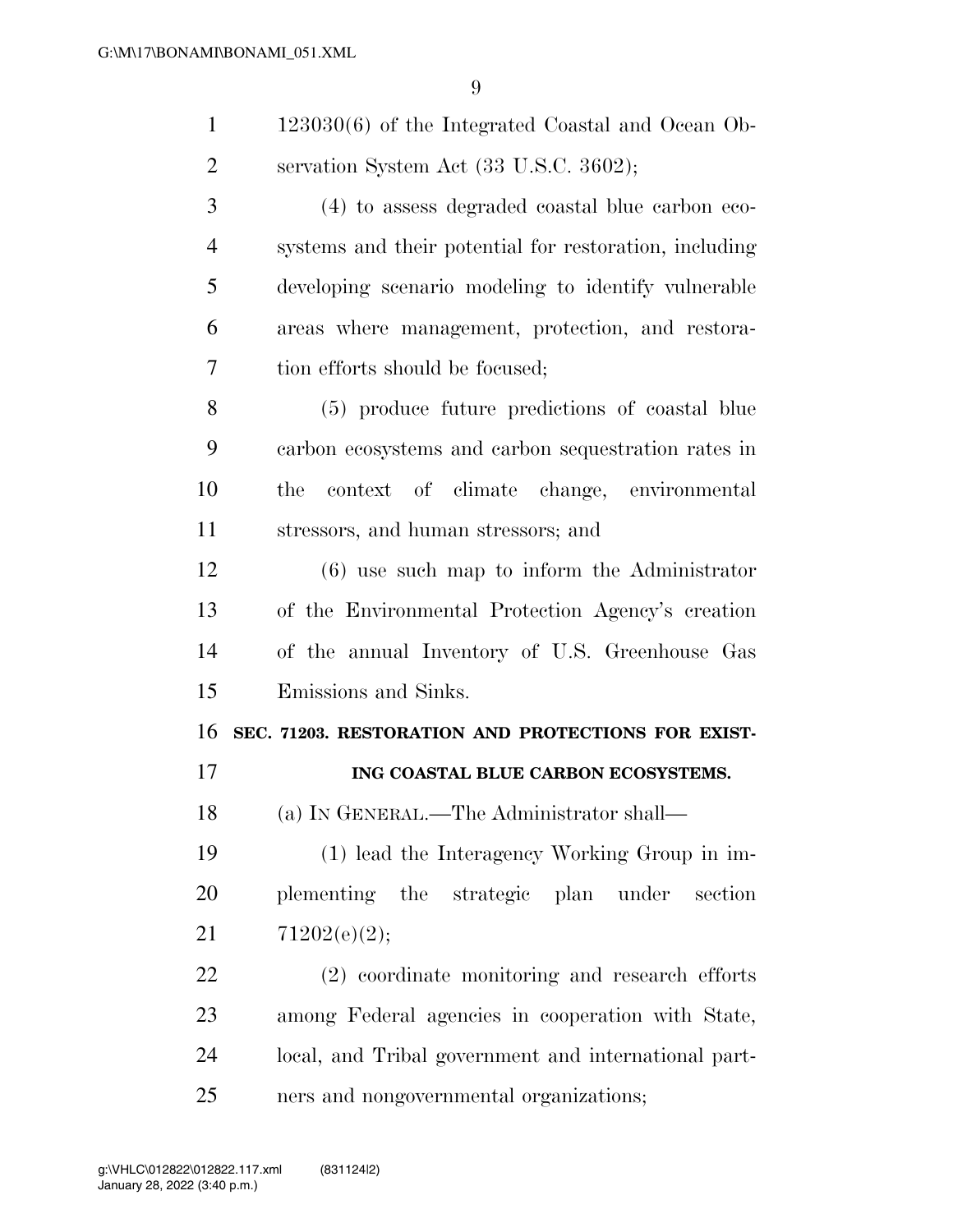123030(6) of the Integrated Coastal and Ocean Observation System Act (33 U.S.C. 3602);

(4) to assess degraded coastal blue carbon ecosystems and their potential for restoration, including developing scenario modeling to identify vulnerable areas where management, protection, and restoration efforts should be focused;

(5) produce future predictions of coastal blue carbon ecosystems and carbon sequestration rates in the context of climate change, environmental stressors, and human stressors; and

(6) use such map to inform the Administrator of the Environmental Protection Agency's creation of the annual Inventory of U.S. Greenhouse Gas Emissions and Sinks.

**SEC. 71203. RESTORATION AND PROTECTIONS FOR EXISTING COASTAL BLUE CARBON ECOSYSTEMS.**

(a) IN GENERAL.—The Administrator shall—

(1) lead the Interagency Working Group in implementing the strategic plan under section 71202(e)(2);

(2) coordinate monitoring and research efforts among Federal agencies in cooperation with State, local, and Tribal government and international partners and nongovernmental organizations;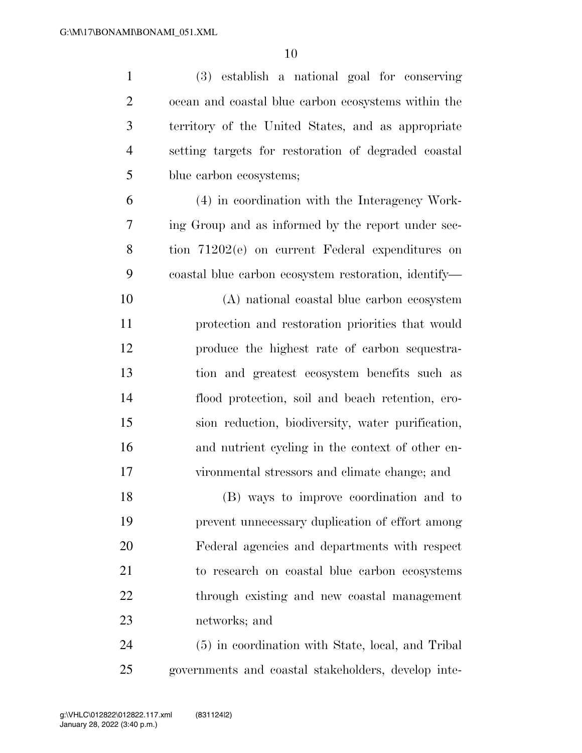(3) establish a national goal for conserving ocean and coastal blue carbon ecosystems within the territory of the United States, and as appropriate setting targets for restoration of degraded coastal blue carbon ecosystems;

(4) in coordination with the Interagency Working Group and as informed by the report under section 71202(e) on current Federal expenditures on coastal blue carbon ecosystem restoration, identify—

(A) national coastal blue carbon ecosystem protection and restoration priorities that would produce the highest rate of carbon sequestration and greatest ecosystem benefits such as flood protection, soil and beach retention, erosion reduction, biodiversity, water purification, and nutrient cycling in the context of other environmental stressors and climate change; and

(B) ways to improve coordination and to prevent unnecessary duplication of effort among Federal agencies and departments with respect to research on coastal blue carbon ecosystems through existing and new coastal management networks; and

(5) in coordination with State, local, and Tribal governments and coastal stakeholders, develop inte-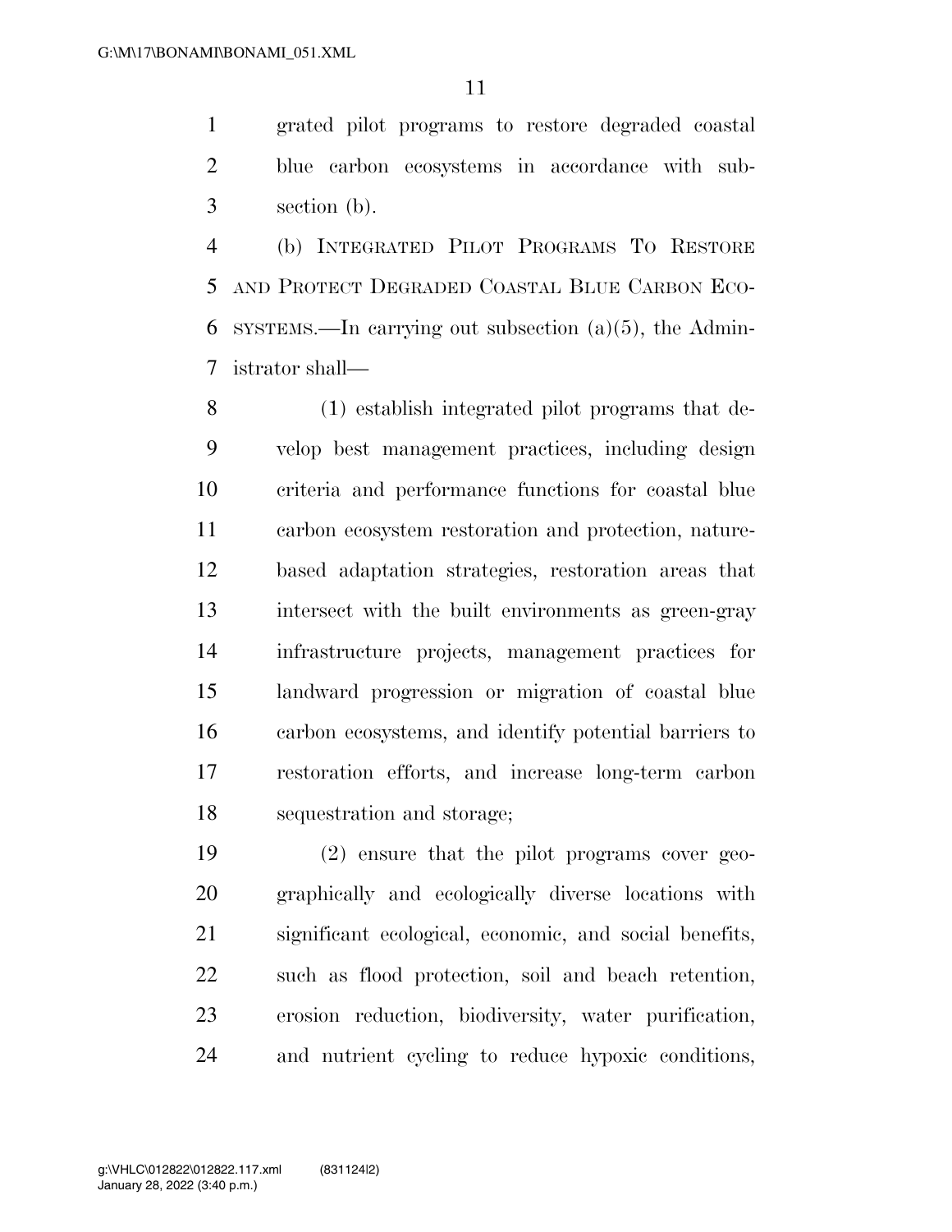grated pilot programs to restore degraded coastal blue carbon ecosystems in accordance with subsection (b).

(b) Integrated Pilot Programs To Restore and Protect Degraded Coastal Blue Carbon Ecosystems.—In carrying out subsection (a)(5), the Administrator shall—

(1) establish integrated pilot programs that develop best management practices, including design criteria and performance functions for coastal blue carbon ecosystem restoration and protection, nature-based adaptation strategies, restoration areas that intersect with the built environments as green-gray infrastructure projects, management practices for landward progression or migration of coastal blue carbon ecosystems, and identify potential barriers to restoration efforts, and increase long-term carbon sequestration and storage;

(2) ensure that the pilot programs cover geographically and ecologically diverse locations with significant ecological, economic, and social benefits, such as flood protection, soil and beach retention, erosion reduction, biodiversity, water purification, and nutrient cycling to reduce hypoxic conditions,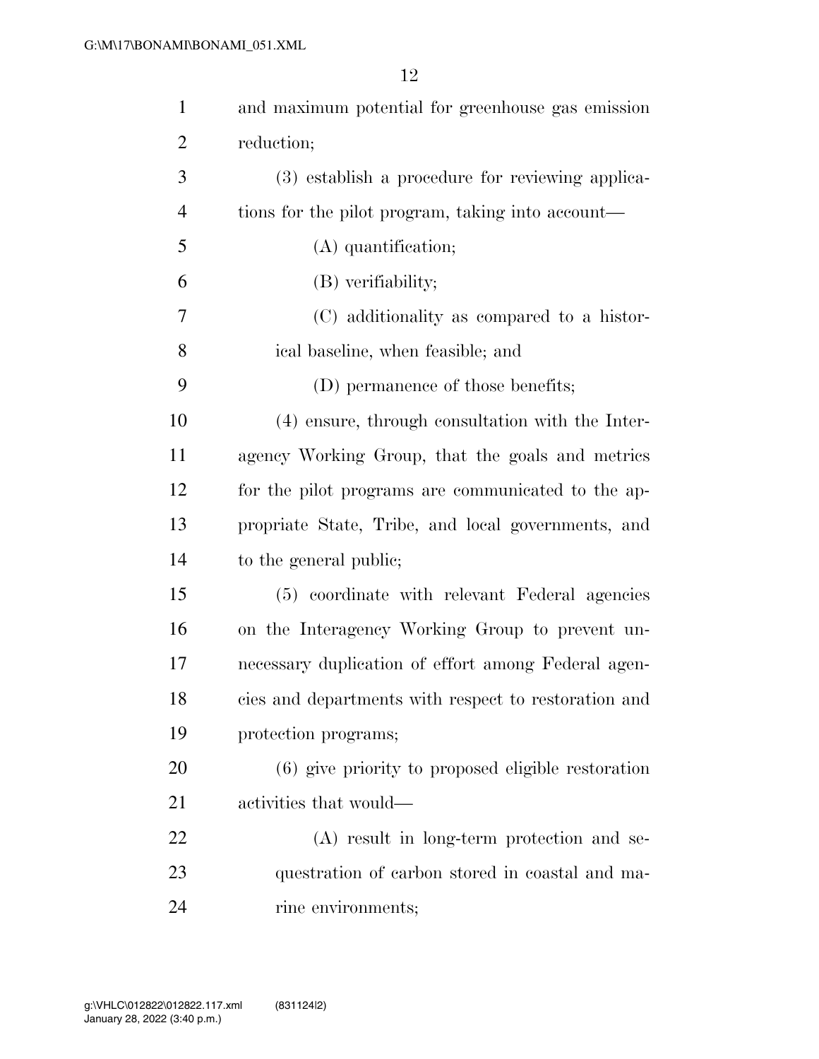and maximum potential for greenhouse gas emission reduction;

(3) establish a procedure for reviewing applications for the pilot program, taking into account—

(A) quantification;

(B) verifiability;

(C) additionality as compared to a historical baseline, when feasible; and

(D) permanence of those benefits;

(4) ensure, through consultation with the Interagency Working Group, that the goals and metrics for the pilot programs are communicated to the appropriate State, Tribe, and local governments, and to the general public;

(5) coordinate with relevant Federal agencies on the Interagency Working Group to prevent unnecessary duplication of effort among Federal agencies and departments with respect to restoration and protection programs;

(6) give priority to proposed eligible restoration activities that would—

(A) result in long-term protection and sequestration of carbon stored in coastal and marine environments;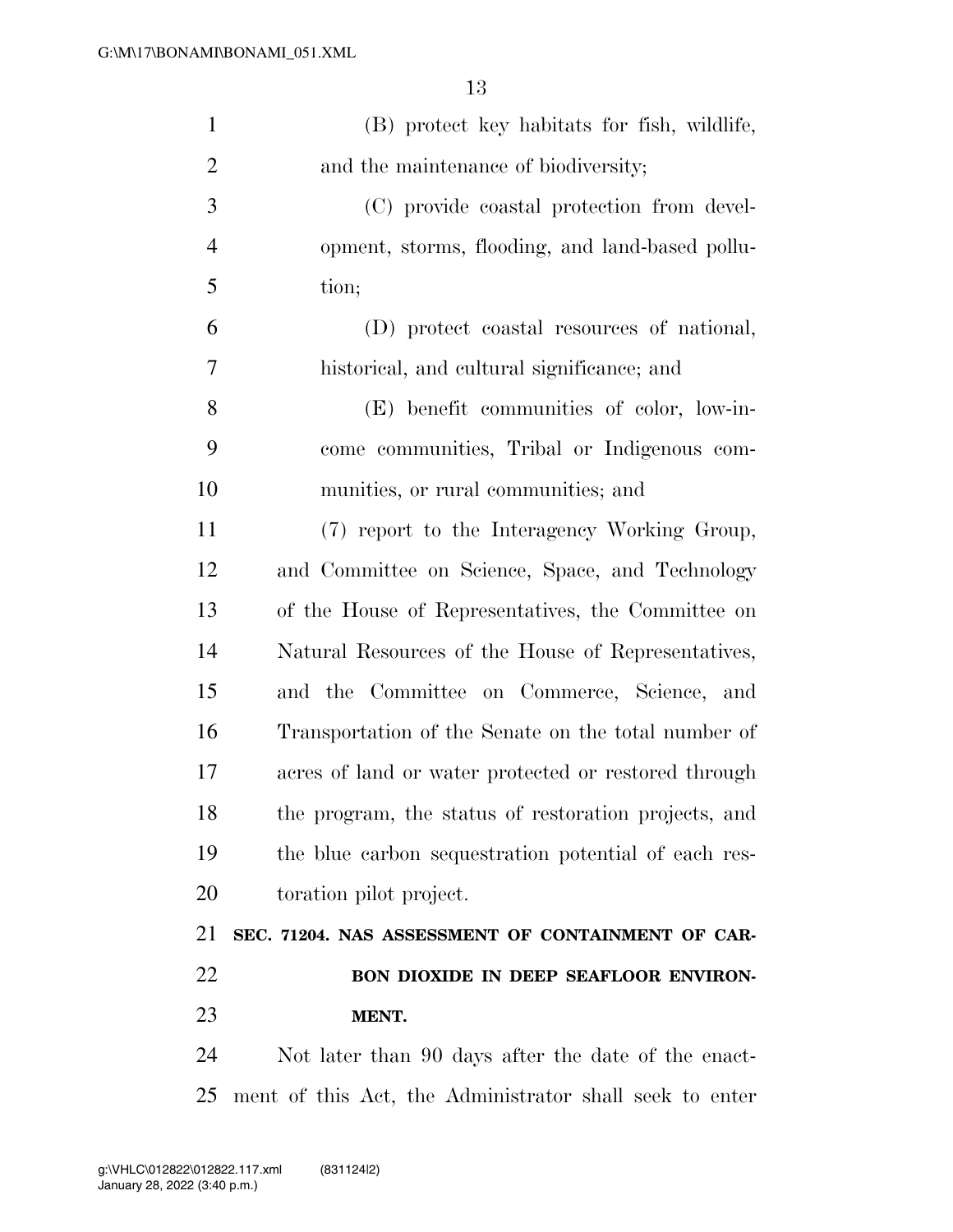(B) protect key habitats for fish, wildlife, and the maintenance of biodiversity;

(C) provide coastal protection from development, storms, flooding, and land-based pollution;

(D) protect coastal resources of national, historical, and cultural significance; and

(E) benefit communities of color, low-income communities, Tribal or Indigenous communities, or rural communities; and

(7) report to the Interagency Working Group, and Committee on Science, Space, and Technology of the House of Representatives, the Committee on Natural Resources of the House of Representatives, and the Committee on Commerce, Science, and Transportation of the Senate on the total number of acres of land or water protected or restored through the program, the status of restoration projects, and the blue carbon sequestration potential of each restoration pilot project.

**SEC. 71204. NAS ASSESSMENT OF CONTAINMENT OF CARBON DIOXIDE IN DEEP SEAFLOOR ENVIRONMENT.**

Not later than 90 days after the date of the enactment of this Act, the Administrator shall seek to enter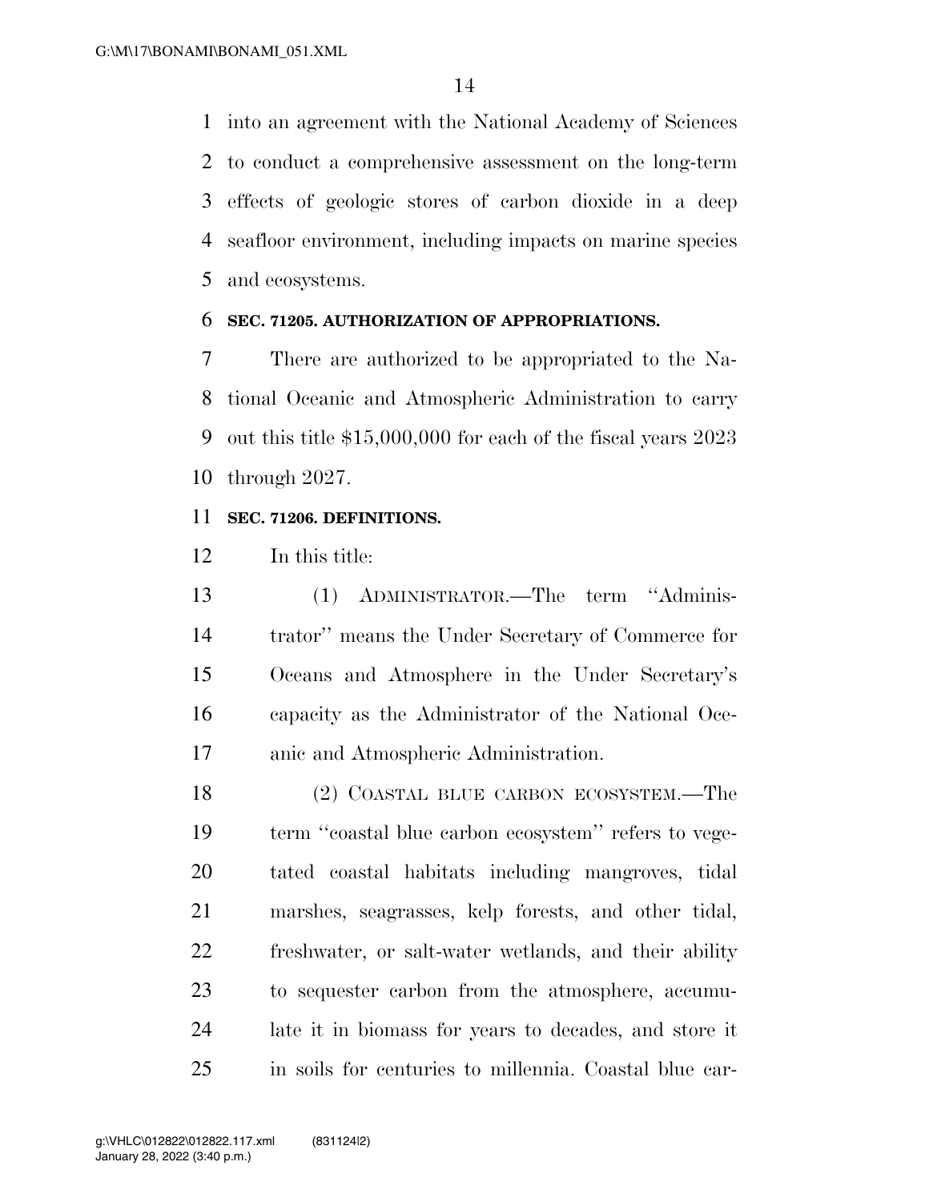into an agreement with the National Academy of Sciences to conduct a comprehensive assessment on the long-term effects of geologic stores of carbon dioxide in a deep seafloor environment, including impacts on marine species and ecosystems.

**SEC. 71205. AUTHORIZATION OF APPROPRIATIONS.**

There are authorized to be appropriated to the National Oceanic and Atmospheric Administration to carry out this title $15,000,000 for each of the fiscal years 2023 through 2027.

**SEC. 71206. DEFINITIONS.**

In this title:

(1) ADMINISTRATOR.—The term "Administrator" means the Under Secretary of Commerce for Oceans and Atmosphere in the Under Secretary's capacity as the Administrator of the National Oceanic and Atmospheric Administration.

(2) COASTAL BLUE CARBON ECOSYSTEM.—The term "coastal blue carbon ecosystem" refers to vegetated coastal habitats including mangroves, tidal marshes, seagrasses, kelp forests, and other tidal, freshwater, or salt-water wetlands, and their ability to sequester carbon from the atmosphere, accumulate it in biomass for years to decades, and store it in soils for centuries to millennia. Coastal blue car-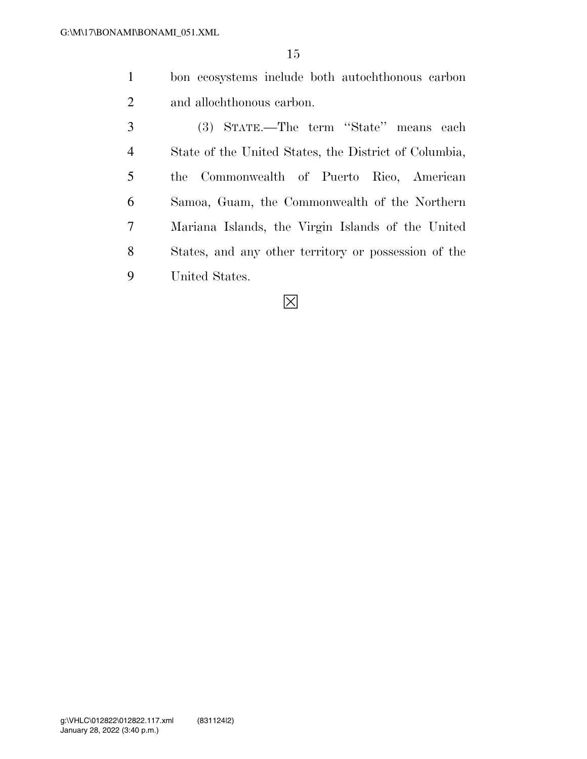bon ecosystems include both autochthonous carbon and allochthonous carbon.

(3) STATE.—The term ''State'' means each State of the United States, the District of Columbia, the Commonwealth of Puerto Rico, American Samoa, Guam, the Commonwealth of the Northern Mariana Islands, the Virgin Islands of the United States, and any other territory or possession of the United States.

☒